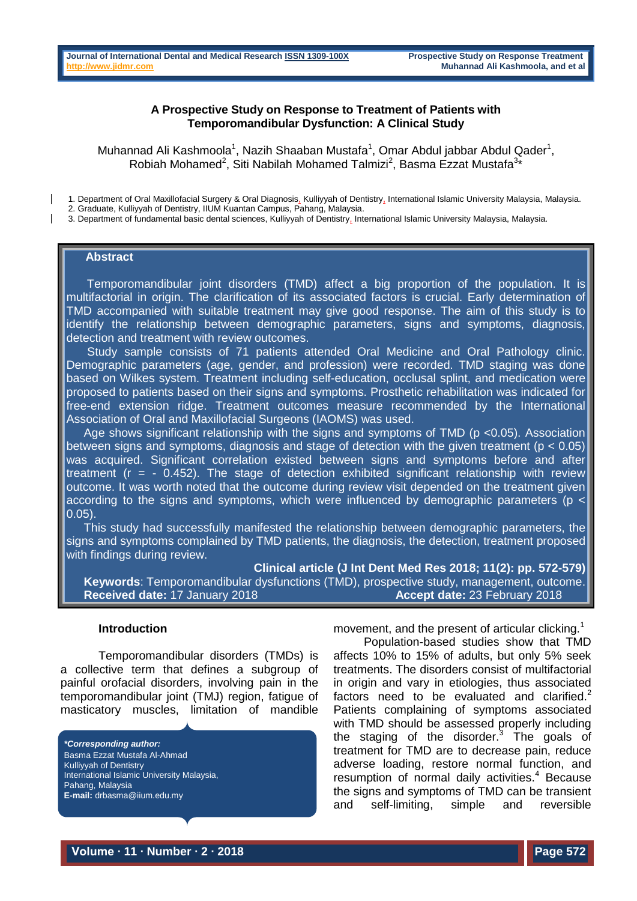# A Prospective Study on Response to Treatment of Patients with Temporomandibular Dysfunction: A Clinical Study

Muhannad Ali Kashmoola[1], Nazih Shaaban Mustafa[1], Omar Abdul jabbar Abdul Qader[1], Robiah Mohamed[2], Siti Nabilah Mohamed Talmizi[2], Basma Ezzat Mustafa[3]*

1. Department of Oral Maxillofacial Surgery & Oral Diagnosis, Kulliyyah of Dentistry, International Islamic University Malaysia, Malaysia.
2. Graduate, Kulliyyah of Dentistry, IIUM Kuantan Campus, Pahang, Malaysia.
3. Department of fundamental basic dental sciences, Kulliyyah of Dentistry, International Islamic University Malaysia, Malaysia.

## Abstract

Temporomandibular joint disorders (TMD) affect a big proportion of the population. It is multifactorial in origin. The clarification of its associated factors is crucial. Early determination of TMD accompanied with suitable treatment may give good response. The aim of this study is to identify the relationship between demographic parameters, signs and symptoms, diagnosis, detection and treatment with review outcomes.

Study sample consists of 71 patients attended Oral Medicine and Oral Pathology clinic. Demographic parameters (age, gender, and profession) were recorded. TMD staging was done based on Wilkes system. Treatment including self-education, occlusal splint, and medication were proposed to patients based on their signs and symptoms. Prosthetic rehabilitation was indicated for free-end extension ridge. Treatment outcomes measure recommended by the International Association of Oral and Maxillofacial Surgeons (IAOMS) was used.

Age shows significant relationship with the signs and symptoms of TMD ($p < 0.05$). Association between signs and symptoms, diagnosis and stage of detection with the given treatment ($p < 0.05$) was acquired. Significant correlation existed between signs and symptoms before and after treatment ($r = -0.452$). The stage of detection exhibited significant relationship with review outcome. It was worth noted that the outcome during review visit depended on the treatment given according to the signs and symptoms, which were influenced by demographic parameters ($p < 0.05$).

This study had successfully manifested the relationship between demographic parameters, the signs and symptoms complained by TMD patients, the diagnosis, the detection, treatment proposed with findings during review.

**Clinical article (J Int Dent Med Res 2018; 11(2): pp. 572-579)**

**Keywords**: Temporomandibular dysfunctions (TMD), prospective study, management, outcome.

**Received date:** 17 January 2018 **Accept date:** 23 February 2018

## Introduction

Temporomandibular disorders (TMDs) is a collective term that defines a subgroup of painful orofacial disorders, involving pain in the temporomandibular joint (TMJ) region, fatigue of masticatory muscles, limitation of mandible movement, and the present of articular clicking.[1]

Population-based studies show that TMD affects 10% to 15% of adults, but only 5% seek treatments. The disorders consist of multifactorial in origin and vary in etiologies, thus associated factors need to be evaluated and clarified.[2] Patients complaining of symptoms associated with TMD should be assessed properly including the staging of the disorder.[3] The goals of treatment for TMD are to decrease pain, reduce adverse loading, restore normal function, and resumption of normal daily activities.[4] Because the signs and symptoms of TMD can be transient and self-limiting, simple and reversible

***Corresponding author:***
Basma Ezzat Mustafa Al-Ahmad
Kulliyyah of Dentistry
International Islamic University Malaysia,
Pahang, Malaysia
**E-mail:** drbasma@iium.edu.my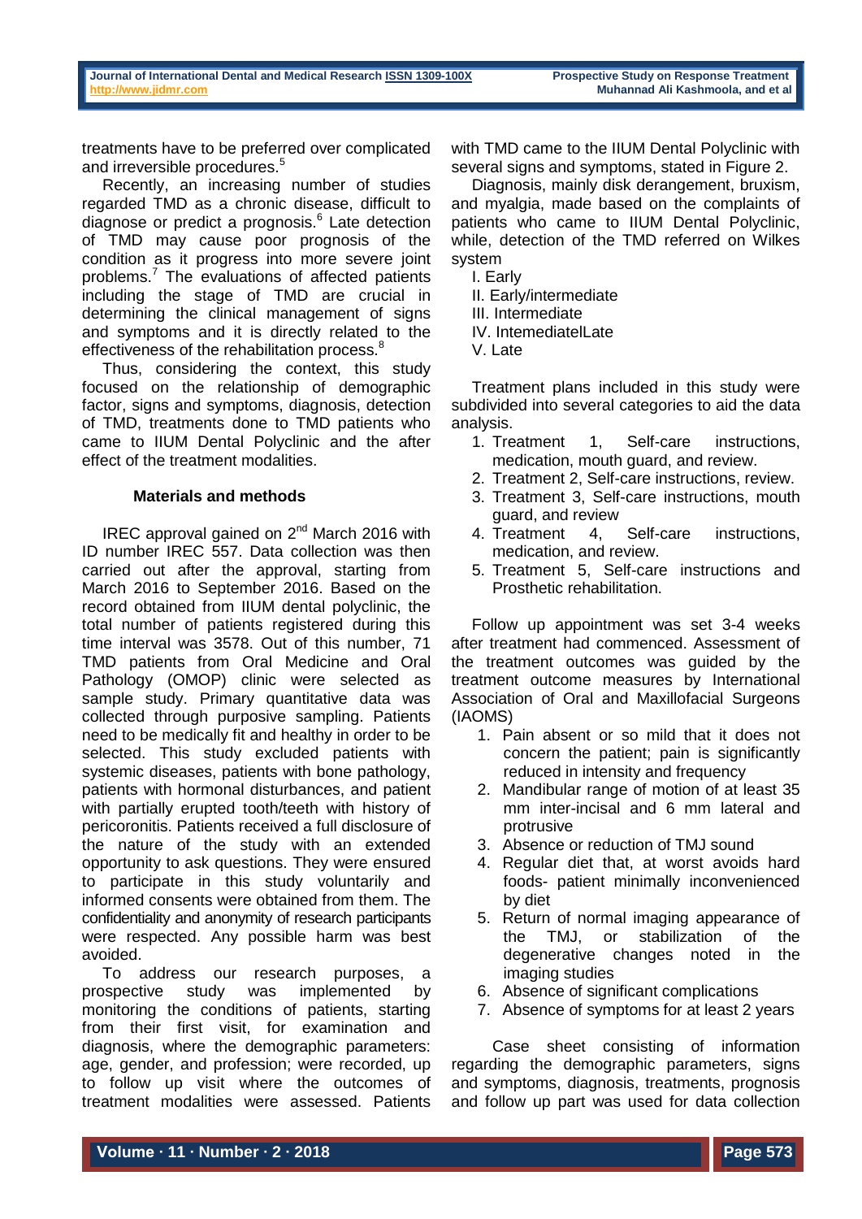treatments have to be preferred over complicated and irreversible procedures.[5]

Recently, an increasing number of studies regarded TMD as a chronic disease, difficult to diagnose or predict a prognosis.[6] Late detection of TMD may cause poor prognosis of the condition as it progress into more severe joint problems.[7] The evaluations of affected patients including the stage of TMD are crucial in determining the clinical management of signs and symptoms and it is directly related to the effectiveness of the rehabilitation process.[8]

Thus, considering the context, this study focused on the relationship of demographic factor, signs and symptoms, diagnosis, detection of TMD, treatments done to TMD patients who came to IIUM Dental Polyclinic and the after effect of the treatment modalities.

### Materials and methods

IREC approval gained on 2nd March 2016 with ID number IREC 557. Data collection was then carried out after the approval, starting from March 2016 to September 2016. Based on the record obtained from IIUM dental polyclinic, the total number of patients registered during this time interval was 3578. Out of this number, 71 TMD patients from Oral Medicine and Oral Pathology (OMOP) clinic were selected as sample study. Primary quantitative data was collected through purposive sampling. Patients need to be medically fit and healthy in order to be selected. This study excluded patients with systemic diseases, patients with bone pathology, patients with hormonal disturbances, and patient with partially erupted tooth/teeth with history of pericoronitis. Patients received a full disclosure of the nature of the study with an extended opportunity to ask questions. They were ensured to participate in this study voluntarily and informed consents were obtained from them. The confidentiality and anonymity of research participants were respected. Any possible harm was best avoided.

To address our research purposes, a prospective study was implemented by monitoring the conditions of patients, starting from their first visit, for examination and diagnosis, where the demographic parameters: age, gender, and profession; were recorded, up to follow up visit where the outcomes of treatment modalities were assessed. Patients with TMD came to the IIUM Dental Polyclinic with several signs and symptoms, stated in Figure 2.

Diagnosis, mainly disk derangement, bruxism, and myalgia, made based on the complaints of patients who came to IIUM Dental Polyclinic, while, detection of the TMD referred on Wilkes system

I. Early
II. Early/intermediate
III. Intermediate
IV. IntemediateILate
V. Late

Treatment plans included in this study were subdivided into several categories to aid the data analysis.

1. Treatment 1, Self-care instructions, medication, mouth guard, and review.
2. Treatment 2, Self-care instructions, review.
3. Treatment 3, Self-care instructions, mouth guard, and review
4. Treatment 4, Self-care instructions, medication, and review.
5. Treatment 5, Self-care instructions and Prosthetic rehabilitation.

Follow up appointment was set 3-4 weeks after treatment had commenced. Assessment of the treatment outcomes was guided by the treatment outcome measures by International Association of Oral and Maxillofacial Surgeons (IAOMS)

1. Pain absent or so mild that it does not concern the patient; pain is significantly reduced in intensity and frequency
2. Mandibular range of motion of at least 35 mm inter-incisal and 6 mm lateral and protrusive
3. Absence or reduction of TMJ sound
4. Regular diet that, at worst avoids hard foods- patient minimally inconvenienced by diet
5. Return of normal imaging appearance of the TMJ, or stabilization of the degenerative changes noted in the imaging studies
6. Absence of significant complications
7. Absence of symptoms for at least 2 years

Case sheet consisting of information regarding the demographic parameters, signs and symptoms, diagnosis, treatments, prognosis and follow up part was used for data collection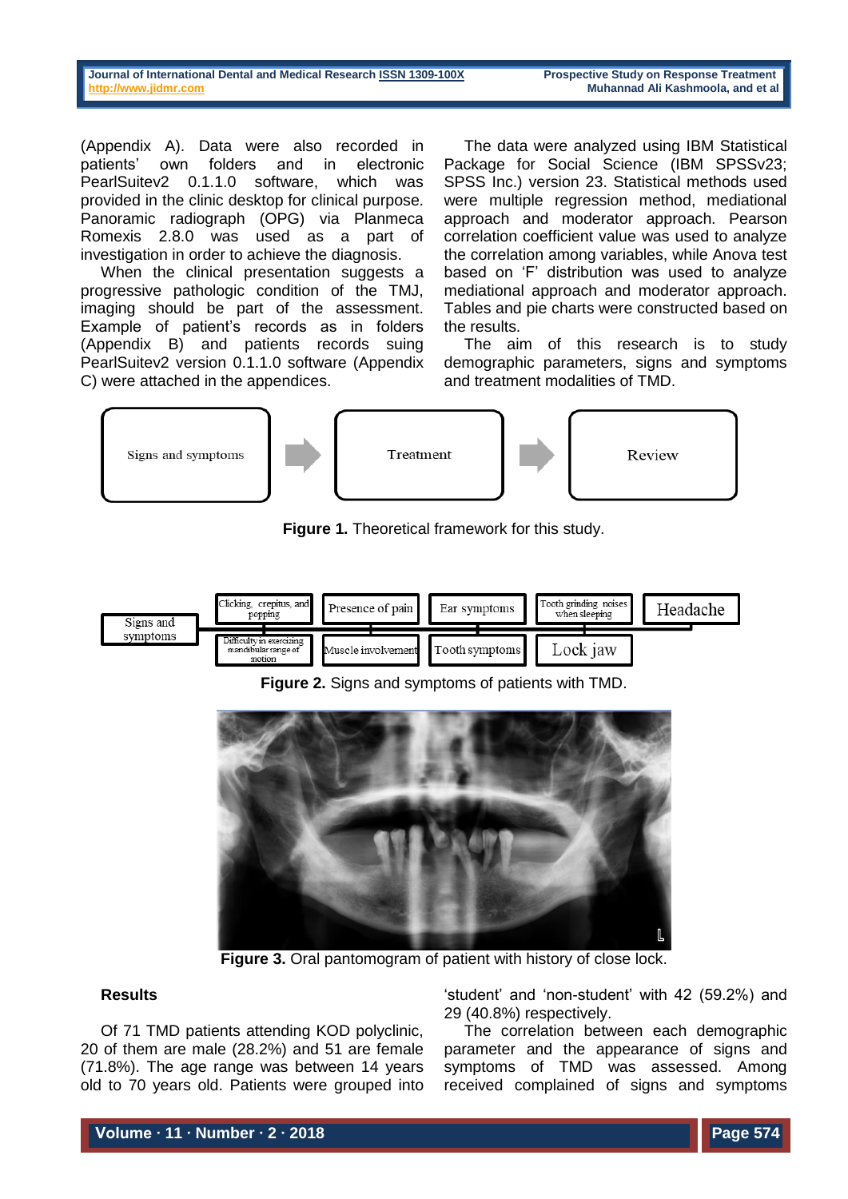(Appendix A). Data were also recorded in patients' own folders and in electronic PearlSuitev2 0.1.1.0 software, which was provided in the clinic desktop for clinical purpose. Panoramic radiograph (OPG) via Planmeca Romexis 2.8.0 was used as a part of investigation in order to achieve the diagnosis.

When the clinical presentation suggests a progressive pathologic condition of the TMJ, imaging should be part of the assessment. Example of patient's records as in folders (Appendix B) and patients records suing PearlSuitev2 version 0.1.1.0 software (Appendix C) were attached in the appendices.

The data were analyzed using IBM Statistical Package for Social Science (IBM SPSSv23; SPSS Inc.) version 23. Statistical methods used were multiple regression method, mediational approach and moderator approach. Pearson correlation coefficient value was used to analyze the correlation among variables, while Anova test based on 'F' distribution was used to analyze mediational approach and moderator approach. Tables and pie charts were constructed based on the results.

The aim of this research is to study demographic parameters, signs and symptoms and treatment modalities of TMD.

Signs and symptoms
Treatment
Review

**Figure 1.** Theoretical framework for this study.

Signs and symptoms
Clicking, crepitus, and popping
Presence of pain
Ear symptoms
Tooth grinding noises when sleeping
Headache
Difficulty in exercising mandibular range of motion
Muscle involvement
Tooth symptoms
Lock jaw

**Figure 2.** Signs and symptoms of patients with TMD.

**Figure 3.** Oral pantomogram of patient with history of close lock.

## Results

Of 71 TMD patients attending KOD polyclinic, 20 of them are male (28.2%) and 51 are female (71.8%). The age range was between 14 years old to 70 years old. Patients were grouped into 'student' and 'non-student' with 42 (59.2%) and 29 (40.8%) respectively.

The correlation between each demographic parameter and the appearance of signs and symptoms of TMD was assessed. Among received complained of signs and symptoms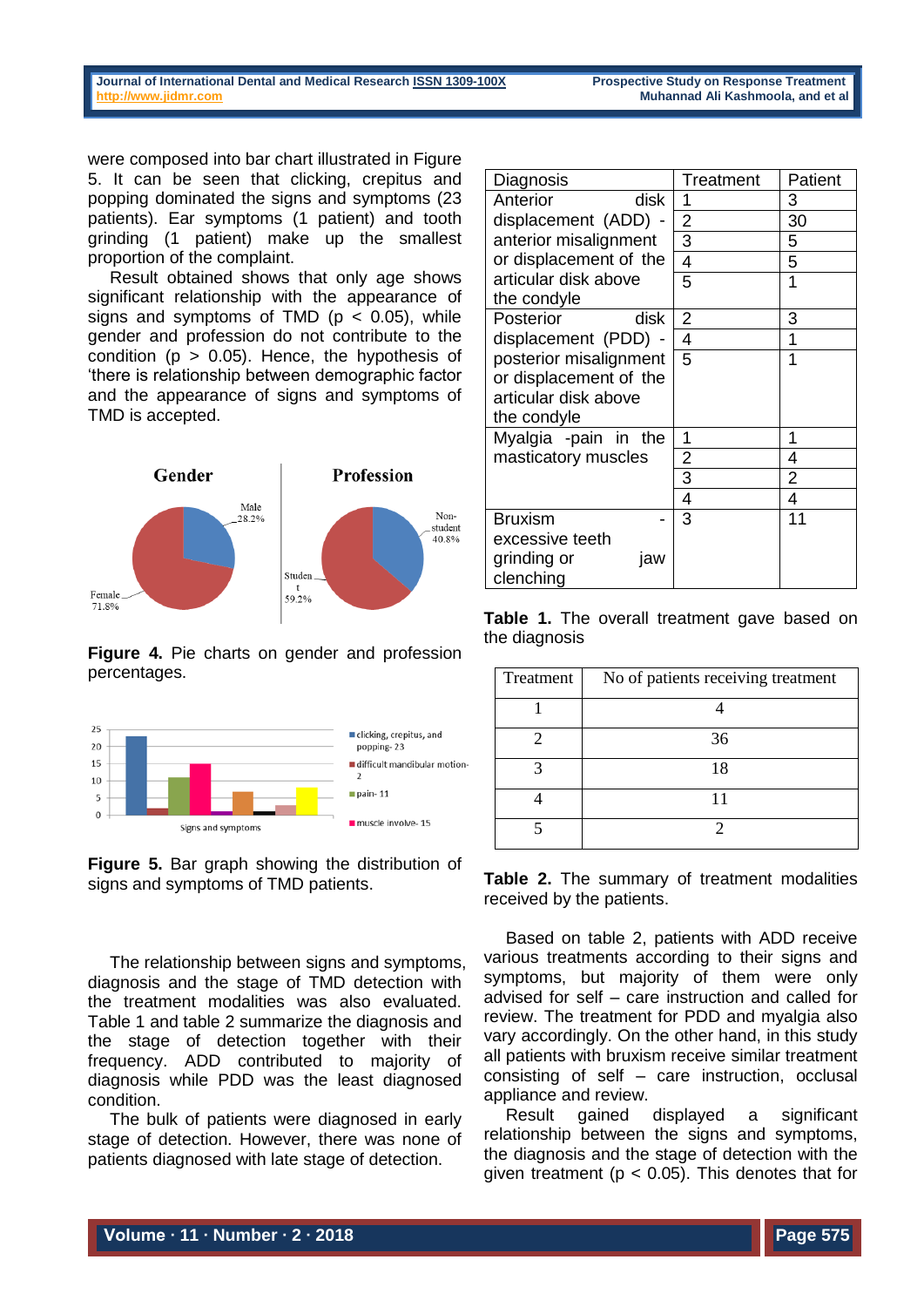were composed into bar chart illustrated in Figure 5. It can be seen that clicking, crepitus and popping dominated the signs and symptoms (23 patients). Ear symptoms (1 patient) and tooth grinding (1 patient) make up the smallest proportion of the complaint.

Result obtained shows that only age shows significant relationship with the appearance of signs and symptoms of TMD ($p < 0.05$), while gender and profession do not contribute to the condition ($p > 0.05$). Hence, the hypothesis of 'there is relationship between demographic factor and the appearance of signs and symptoms of TMD is accepted.

Gender

Male 28.2%

Female 71.8%

Profession

Non-student 40.8%

Student 59.2%

**Figure 4.** Pie charts on gender and profession percentages.

25
20
15
10
5
0

Signs and symptoms

clicking, crepitus, and popping- 23

difficult mandibular motion- 2

pain- 11

muscle involve- 15

**Figure 5.** Bar graph showing the distribution of signs and symptoms of TMD patients.

The relationship between signs and symptoms, diagnosis and the stage of TMD detection with the treatment modalities was also evaluated. Table 1 and table 2 summarize the diagnosis and the stage of detection together with their frequency. ADD contributed to majority of diagnosis while PDD was the least diagnosed condition.

The bulk of patients were diagnosed in early stage of detection. However, there was none of patients diagnosed with late stage of detection.

| Diagnosis | Treatment | Patient |
|---|---|---|
| Anterior disk displacement (ADD) - anterior misalignment or displacement of the articular disk above the condyle | 1 | 3 |
| | 2 | 30 |
| | 3 | 5 |
| | 4 | 5 |
| | 5 | 1 |
| Posterior disk displacement (PDD) - posterior misalignment or displacement of the articular disk above the condyle | 2 | 3 |
| | 4 | 1 |
| | 5 | 1 |
| Myalgia -pain in the masticatory muscles | 1 | 1 |
| | 2 | 4 |
| | 3 | 2 |
| | 4 | 4 |
| Bruxism - excessive teeth grinding or jaw clenching | 3 | 11 |

**Table 1.** The overall treatment gave based on the diagnosis

| Treatment | No of patients receiving treatment |
|---|---|
| 1 | 4 |
| 2 | 36 |
| 3 | 18 |
| 4 | 11 |
| 5 | 2 |

**Table 2.** The summary of treatment modalities received by the patients.

Based on table 2, patients with ADD receive various treatments according to their signs and symptoms, but majority of them were only advised for self – care instruction and called for review. The treatment for PDD and myalgia also vary accordingly. On the other hand, in this study all patients with bruxism receive similar treatment consisting of self – care instruction, occlusal appliance and review.

Result gained displayed a significant relationship between the signs and symptoms, the diagnosis and the stage of detection with the given treatment ($p < 0.05$). This denotes that for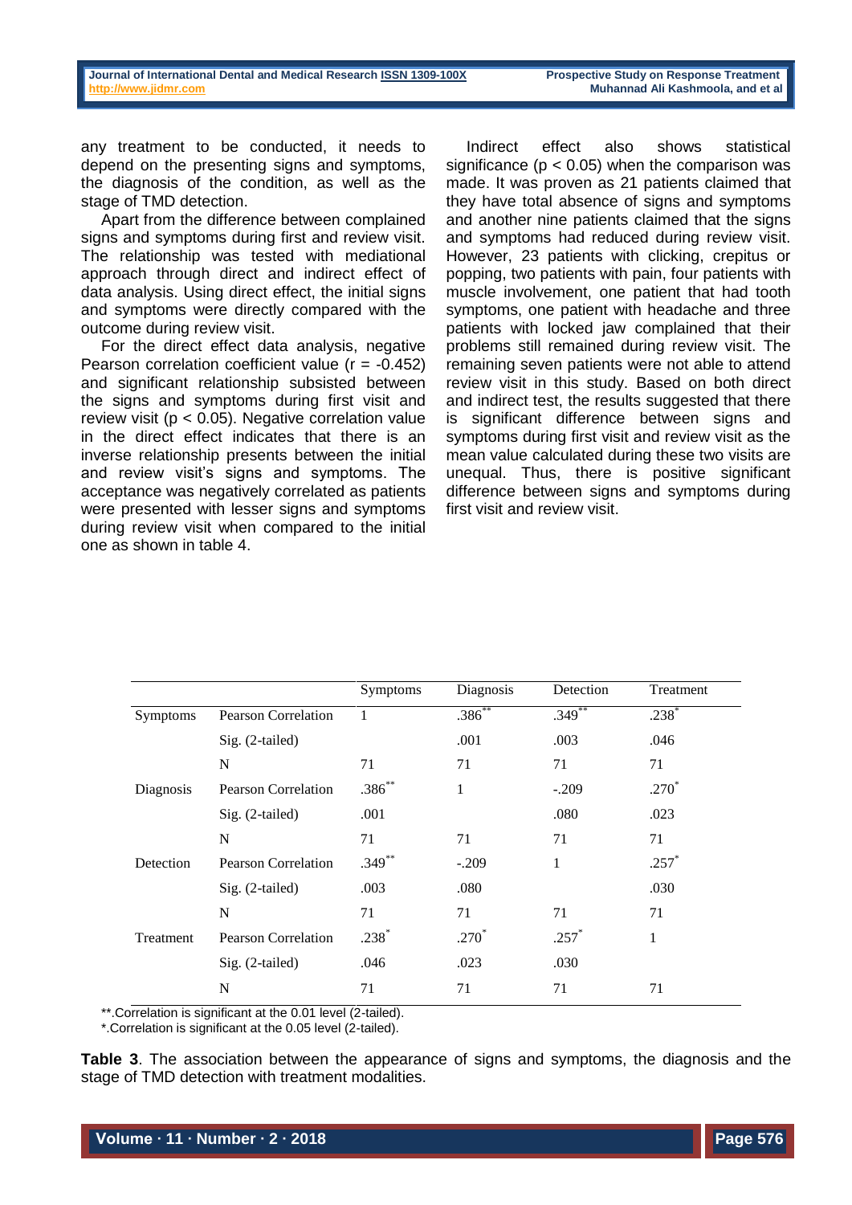any treatment to be conducted, it needs to depend on the presenting signs and symptoms, the diagnosis of the condition, as well as the stage of TMD detection.

Apart from the difference between complained signs and symptoms during first and review visit. The relationship was tested with mediational approach through direct and indirect effect of data analysis. Using direct effect, the initial signs and symptoms were directly compared with the outcome during review visit.

For the direct effect data analysis, negative Pearson correlation coefficient value ($r = -0.452$) and significant relationship subsisted between the signs and symptoms during first visit and review visit ($p < 0.05$). Negative correlation value in the direct effect indicates that there is an inverse relationship presents between the initial and review visit's signs and symptoms. The acceptance was negatively correlated as patients were presented with lesser signs and symptoms during review visit when compared to the initial one as shown in table 4.

Indirect effect also shows statistical significance ($p < 0.05$) when the comparison was made. It was proven as 21 patients claimed that they have total absence of signs and symptoms and another nine patients claimed that the signs and symptoms had reduced during review visit. However, 23 patients with clicking, crepitus or popping, two patients with pain, four patients with muscle involvement, one patient that had tooth symptoms, one patient with headache and three patients with locked jaw complained that their problems still remained during review visit. The remaining seven patients were not able to attend review visit in this study. Based on both direct and indirect test, the results suggested that there is significant difference between signs and symptoms during first visit and review visit as the mean value calculated during these two visits are unequal. Thus, there is positive significant difference between signs and symptoms during first visit and review visit.

| | | Symptoms | Diagnosis | Detection | Treatment |
|---|---|---|---|---|---|
| Symptoms | Pearson Correlation | 1 | .386** | .349** | .238* |
| | Sig. (2-tailed) | | .001 | .003 | .046 |
| | N | 71 | 71 | 71 | 71 |
| Diagnosis | Pearson Correlation | .386** | 1 | -.209 | .270* |
| | Sig. (2-tailed) | .001 | | .080 | .023 |
| | N | 71 | 71 | 71 | 71 |
| Detection | Pearson Correlation | .349** | -.209 | 1 | .257* |
| | Sig. (2-tailed) | .003 | .080 | | .030 |
| | N | 71 | 71 | 71 | 71 |
| Treatment | Pearson Correlation | .238* | .270* | .257* | 1 |
| | Sig. (2-tailed) | .046 | .023 | .030 | |
| | N | 71 | 71 | 71 | 71 |

**.Correlation is significant at the 0.01 level (2-tailed).

*.Correlation is significant at the 0.05 level (2-tailed).

**Table 3**. The association between the appearance of signs and symptoms, the diagnosis and the stage of TMD detection with treatment modalities.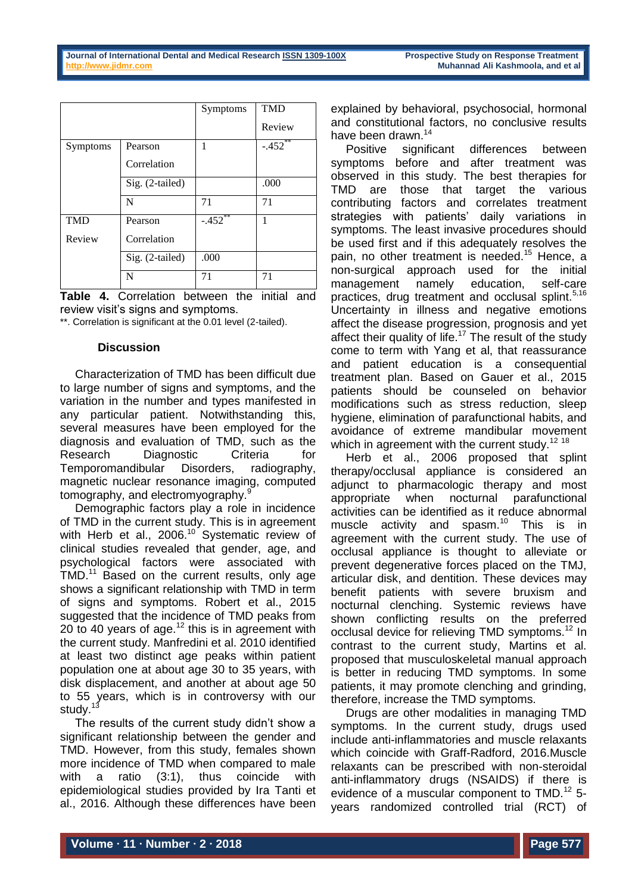| | | Symptoms | TMD Review |
|---|---|---|---|
| Symptoms | Pearson Correlation | 1 | -.452** |
| | Sig. (2-tailed) | | .000 |
| | N | 71 | 71 |
| TMD Review | Pearson Correlation | -.452** | 1 |
| | Sig. (2-tailed) | .000 | |
| | N | 71 | 71 |

**Table 4.** Correlation between the initial and review visit's signs and symptoms.

**. Correlation is significant at the 0.01 level (2-tailed).

## Discussion

Characterization of TMD has been difficult due to large number of signs and symptoms, and the variation in the number and types manifested in any particular patient. Notwithstanding this, several measures have been employed for the diagnosis and evaluation of TMD, such as the Research Diagnostic Criteria for Temporomandibular Disorders, radiography, magnetic nuclear resonance imaging, computed tomography, and electromyography.[9]

Demographic factors play a role in incidence of TMD in the current study. This is in agreement with Herb et al., 2006.[10] Systematic review of clinical studies revealed that gender, age, and psychological factors were associated with TMD.[11] Based on the current results, only age shows a significant relationship with TMD in term of signs and symptoms. Robert et al., 2015 suggested that the incidence of TMD peaks from 20 to 40 years of age.[12] this is in agreement with the current study. Manfredini et al. 2010 identified at least two distinct age peaks within patient population one at about age 30 to 35 years, with disk displacement, and another at about age 50 to 55 years, which is in controversy with our study.[13]

The results of the current study didn't show a significant relationship between the gender and TMD. However, from this study, females shown more incidence of TMD when compared to male with a ratio (3:1), thus coincide with epidemiological studies provided by Ira Tanti et al., 2016. Although these differences have been explained by behavioral, psychosocial, hormonal and constitutional factors, no conclusive results have been drawn.[14]

Positive significant differences between symptoms before and after treatment was observed in this study. The best therapies for TMD are those that target the various contributing factors and correlates treatment strategies with patients' daily variations in symptoms. The least invasive procedures should be used first and if this adequately resolves the pain, no other treatment is needed.[15] Hence, a non-surgical approach used for the initial management namely education, self-care practices, drug treatment and occlusal splint.[5,16] Uncertainty in illness and negative emotions affect the disease progression, prognosis and yet affect their quality of life.[17] The result of the study come to term with Yang et al, that reassurance and patient education is a consequential treatment plan. Based on Gauer et al., 2015 patients should be counseled on behavior modifications such as stress reduction, sleep hygiene, elimination of parafunctional habits, and avoidance of extreme mandibular movement which in agreement with the current study.[12 18]

Herb et al., 2006 proposed that splint therapy/occlusal appliance is considered an adjunct to pharmacologic therapy and most appropriate when nocturnal parafunctional activities can be identified as it reduce abnormal muscle activity and spasm.[10] This is in agreement with the current study. The use of occlusal appliance is thought to alleviate or prevent degenerative forces placed on the TMJ, articular disk, and dentition. These devices may benefit patients with severe bruxism and nocturnal clenching. Systemic reviews have shown conflicting results on the preferred occlusal device for relieving TMD symptoms.[12] In contrast to the current study, Martins et al. proposed that musculoskeletal manual approach is better in reducing TMD symptoms. In some patients, it may promote clenching and grinding, therefore, increase the TMD symptoms.

Drugs are other modalities in managing TMD symptoms. In the current study, drugs used include anti-inflammatories and muscle relaxants which coincide with Graff-Radford, 2016.Muscle relaxants can be prescribed with non-steroidal anti-inflammatory drugs (NSAIDS) if there is evidence of a muscular component to TMD.[12] 5-years randomized controlled trial (RCT) of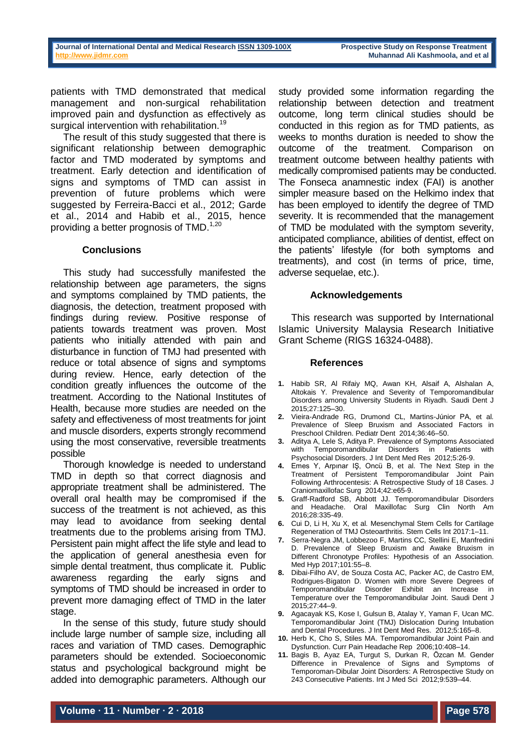patients with TMD demonstrated that medical management and non-surgical rehabilitation improved pain and dysfunction as effectively as surgical intervention with rehabilitation.[19]

The result of this study suggested that there is significant relationship between demographic factor and TMD moderated by symptoms and treatment. Early detection and identification of signs and symptoms of TMD can assist in prevention of future problems which were suggested by Ferreira-Bacci et al., 2012; Garde et al., 2014 and Habib et al., 2015, hence providing a better prognosis of TMD.[1,20]

## Conclusions

This study had successfully manifested the relationship between age parameters, the signs and symptoms complained by TMD patients, the diagnosis, the detection, treatment proposed with findings during review. Positive response of patients towards treatment was proven. Most patients who initially attended with pain and disturbance in function of TMJ had presented with reduce or total absence of signs and symptoms during review. Hence, early detection of the condition greatly influences the outcome of the treatment. According to the National Institutes of Health, because more studies are needed on the safety and effectiveness of most treatments for joint and muscle disorders, experts strongly recommend using the most conservative, reversible treatments possible

Thorough knowledge is needed to understand TMD in depth so that correct diagnosis and appropriate treatment shall be administered. The overall oral health may be compromised if the success of the treatment is not achieved, as this may lead to avoidance from seeking dental treatments due to the problems arising from TMJ. Persistent pain might affect the life style and lead to the application of general anesthesia even for simple dental treatment, thus complicate it. Public awareness regarding the early signs and symptoms of TMD should be increased in order to prevent more damaging effect of TMD in the later stage.

In the sense of this study, future study should include large number of sample size, including all races and variation of TMD cases. Demographic parameters should be extended. Socioeconomic status and psychological background might be added into demographic parameters. Although our study provided some information regarding the relationship between detection and treatment outcome, long term clinical studies should be conducted in this region as for TMD patients, as weeks to months duration is needed to show the outcome of the treatment. Comparison on treatment outcome between healthy patients with medically compromised patients may be conducted. The Fonseca anamnestic index (FAI) is another simpler measure based on the Helkimo index that has been employed to identify the degree of TMD severity. It is recommended that the management of TMD be modulated with the symptom severity, anticipated compliance, abilities of dentist, effect on the patients' lifestyle (for both symptoms and treatments), and cost (in terms of price, time, adverse sequelae, etc.).

## Acknowledgements

This research was supported by International Islamic University Malaysia Research Initiative Grant Scheme (RIGS 16324-0488).

## References

1. Habib SR, Al Rifaiy MQ, Awan KH, Alsaif A, Alshalan A, Altokais Y. Prevalence and Severity of Temporomandibular Disorders among University Students in Riyadh. Saudi Dent J 2015;27:125–30.
2. Vieira-Andrade RG, Drumond CL, Martins-Júnior PA, et al. Prevalence of Sleep Bruxism and Associated Factors in Preschool Children. Pediatr Dent 2014;36:46–50.
3. Aditya A, Lele S, Aditya P. Prevalence of Symptoms Associated with Temporomandibular Disorders in Patients with Psychosocial Disorders. J Int Dent Med Res 2012;5:26-9.
4. Emes Y, Arpınar IŞ, Oncü B, et al. The Next Step in the Treatment of Persistent Temporomandibular Joint Pain Following Arthrocentesis: A Retrospective Study of 18 Cases. J Craniomaxillofac Surg 2014;42:e65-9.
5. Graff-Radford SB, Abbott JJ. Temporomandibular Disorders and Headache. Oral Maxillofac Surg Clin North Am 2016;28:335-49.
6. Cui D, Li H, Xu X, et al. Mesenchymal Stem Cells for Cartilage Regeneration of TMJ Osteoarthritis. Stem Cells Int 2017:1–11.
7. Serra-Negra JM, Lobbezoo F, Martins CC, Stellini E, Manfredini D. Prevalence of Sleep Bruxism and Awake Bruxism in Different Chronotype Profiles: Hypothesis of an Association. Med Hyp 2017;101:55–8.
8. Dibai-Filho AV, de Souza Costa AC, Packer AC, de Castro EM, Rodrigues-Bigaton D. Women with more Severe Degrees of Temporomandibular Disorder Exhibit an Increase in Temperature over the Temporomandibular Joint. Saudi Dent J 2015;27:44–9.
9. Agacayak KS, Kose I, Gulsun B, Atalay Y, Yaman F, Ucan MC. Temporomandibular Joint (TMJ) Dislocation During Intubation and Dental Procedures. J Int Dent Med Res. 2012;5:165–8.
10. Herb K, Cho S, Stiles MA. Temporomandibular Joint Pain and Dysfunction. Curr Pain Headache Rep 2006;10:408–14.
11. Bagis B, Ayaz EA, Turgut S, Durkan R, Özcan M. Gender Difference in Prevalence of Signs and Symptoms of Temporoman-Dibular Joint Disorders: A Retrospective Study on 243 Consecutive Patients. Int J Med Sci 2012;9:539–44.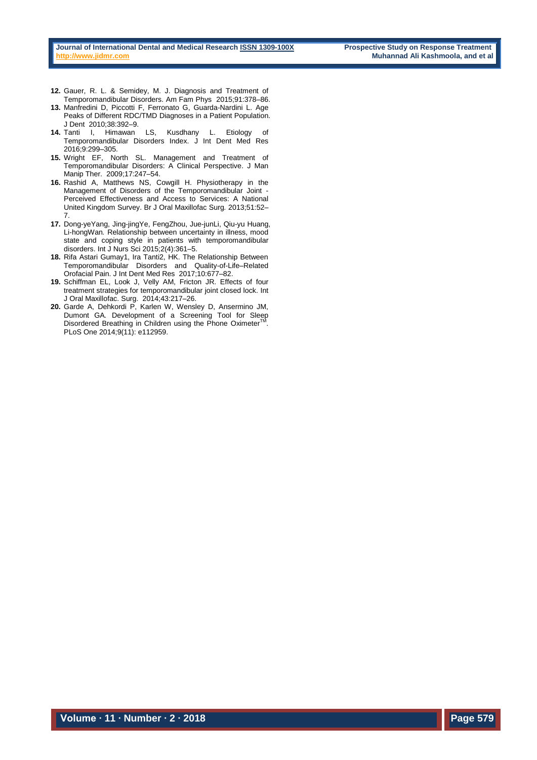12. Gauer, R. L. & Semidey, M. J. Diagnosis and Treatment of Temporomandibular Disorders. Am Fam Phys 2015;91:378–86.
13. Manfredini D, Piccotti F, Ferronato G, Guarda-Nardini L. Age Peaks of Different RDC/TMD Diagnoses in a Patient Population. J Dent 2010;38:392–9.
14. Tanti I, Himawan LS, Kusdhany L. Etiology of Temporomandibular Disorders Index. J Int Dent Med Res 2016;9:299–305.
15. Wright EF, North SL. Management and Treatment of Temporomandibular Disorders: A Clinical Perspective. J Man Manip Ther. 2009;17:247–54.
16. Rashid A, Matthews NS, Cowgill H. Physiotherapy in the Management of Disorders of the Temporomandibular Joint - Perceived Effectiveness and Access to Services: A National United Kingdom Survey. Br J Oral Maxillofac Surg. 2013;51:52–7.
17. Dong-yeYang, Jing-jingYe, FengZhou, Jue-junLi, Qiu-yu Huang, Li-hongWan. Relationship between uncertainty in illness, mood state and coping style in patients with temporomandibular disorders. Int J Nurs Sci 2015;2(4):361–5.
18. Rifa Astari Gumay1, Ira Tanti2, HK. The Relationship Between Temporomandibular Disorders and Quality-of-Life–Related Orofacial Pain. J Int Dent Med Res 2017;10:677–82.
19. Schiffman EL, Look J, Velly AM, Fricton JR. Effects of four treatment strategies for temporomandibular joint closed lock. Int J Oral Maxillofac. Surg. 2014;43:217–26.
20. Garde A, Dehkordi P, Karlen W, Wensley D, Ansermino JM, Dumont GA. Development of a Screening Tool for Sleep Disordered Breathing in Children using the Phone Oximeter™. PLoS One 2014;9(11): e112959.